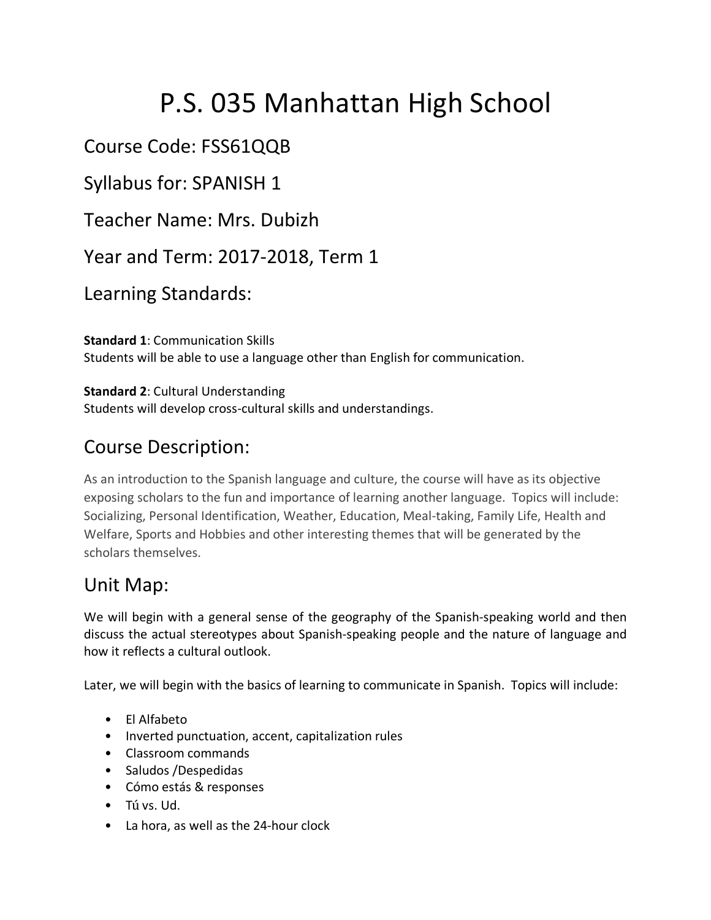# P.S. 035 Manhattan High School

## Course Code: FSS61QQB

## Syllabus for: SPANISH 1

## Teacher Name: Mrs. Dubizh

## Year and Term: 2017-2018, Term 1

## Learning Standards:

**Standard 1**: Communication Skills
Students will be able to use a language other than English for communication.

**Standard 2**: Cultural Understanding
Students will develop cross-cultural skills and understandings.

## Course Description:

As an introduction to the Spanish language and culture, the course will have as its objective exposing scholars to the fun and importance of learning another language. Topics will include: Socializing, Personal Identification, Weather, Education, Meal-taking, Family Life, Health and Welfare, Sports and Hobbies and other interesting themes that will be generated by the scholars themselves.

## Unit Map:

We will begin with a general sense of the geography of the Spanish-speaking world and then discuss the actual stereotypes about Spanish-speaking people and the nature of language and how it reflects a cultural outlook.

Later, we will begin with the basics of learning to communicate in Spanish. Topics will include:

- El Alfabeto
- Inverted punctuation, accent, capitalization rules
- Classroom commands
- Saludos /Despedidas
- Cómo estás & responses
- Tú vs. Ud.
- La hora, as well as the 24-hour clock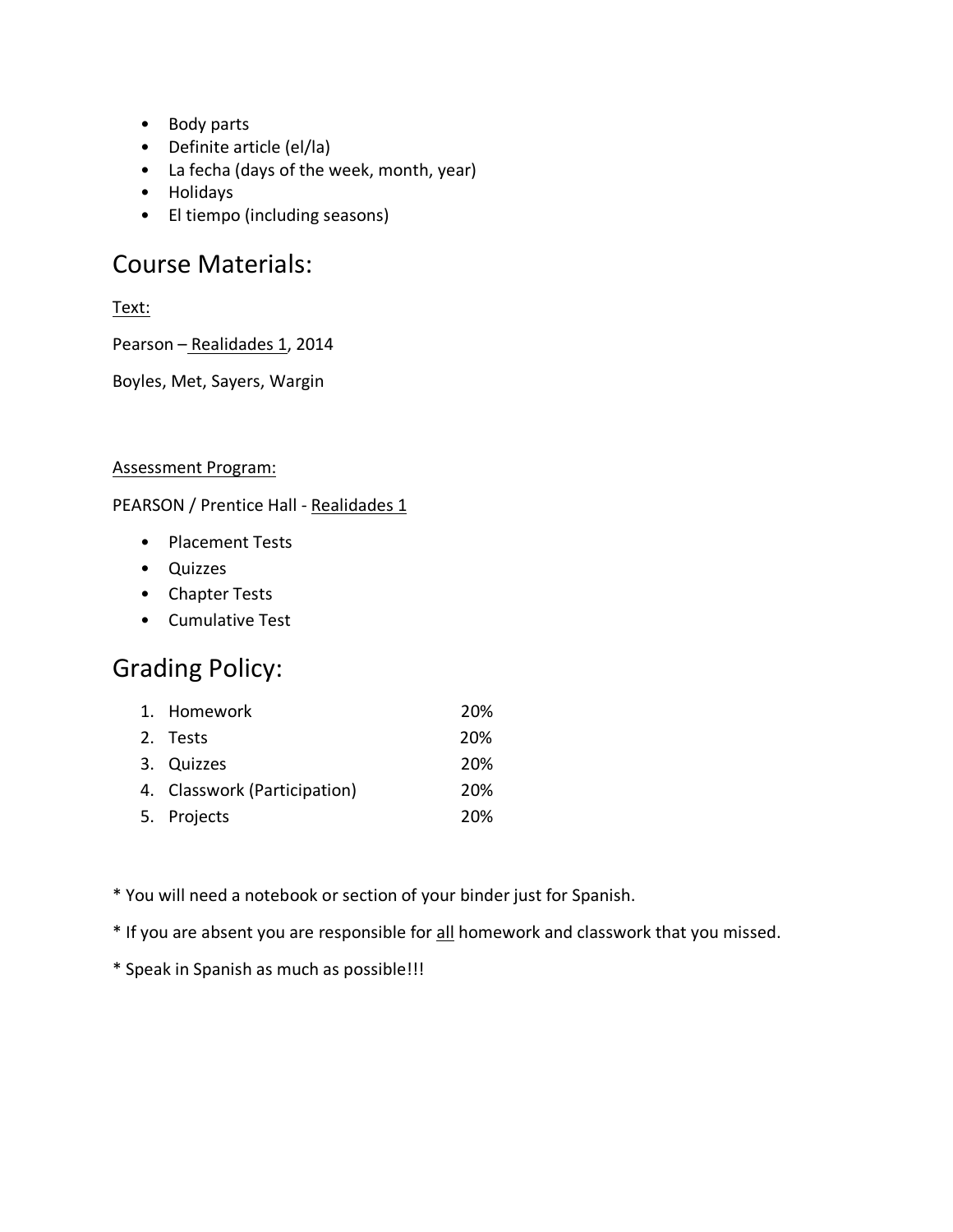- Body parts
- Definite article (el/la)
- La fecha (days of the week, month, year)
- Holidays
- El tiempo (including seasons)

# Course Materials:

Text:

Pearson – Realidades 1, 2014

Boyles, Met, Sayers, Wargin

Assessment Program:

PEARSON / Prentice Hall - Realidades 1

- Placement Tests
- Quizzes
- Chapter Tests
- Cumulative Test

# Grading Policy:

| | | |
|---|---|---|
| 1. | Homework | 20% |
| 2. | Tests | 20% |
| 3. | Quizzes | 20% |
| 4. | Classwork (Participation) | 20% |
| 5. | Projects | 20% |

* You will need a notebook or section of your binder just for Spanish.

* If you are absent you are responsible for all homework and classwork that you missed.

* Speak in Spanish as much as possible!!!